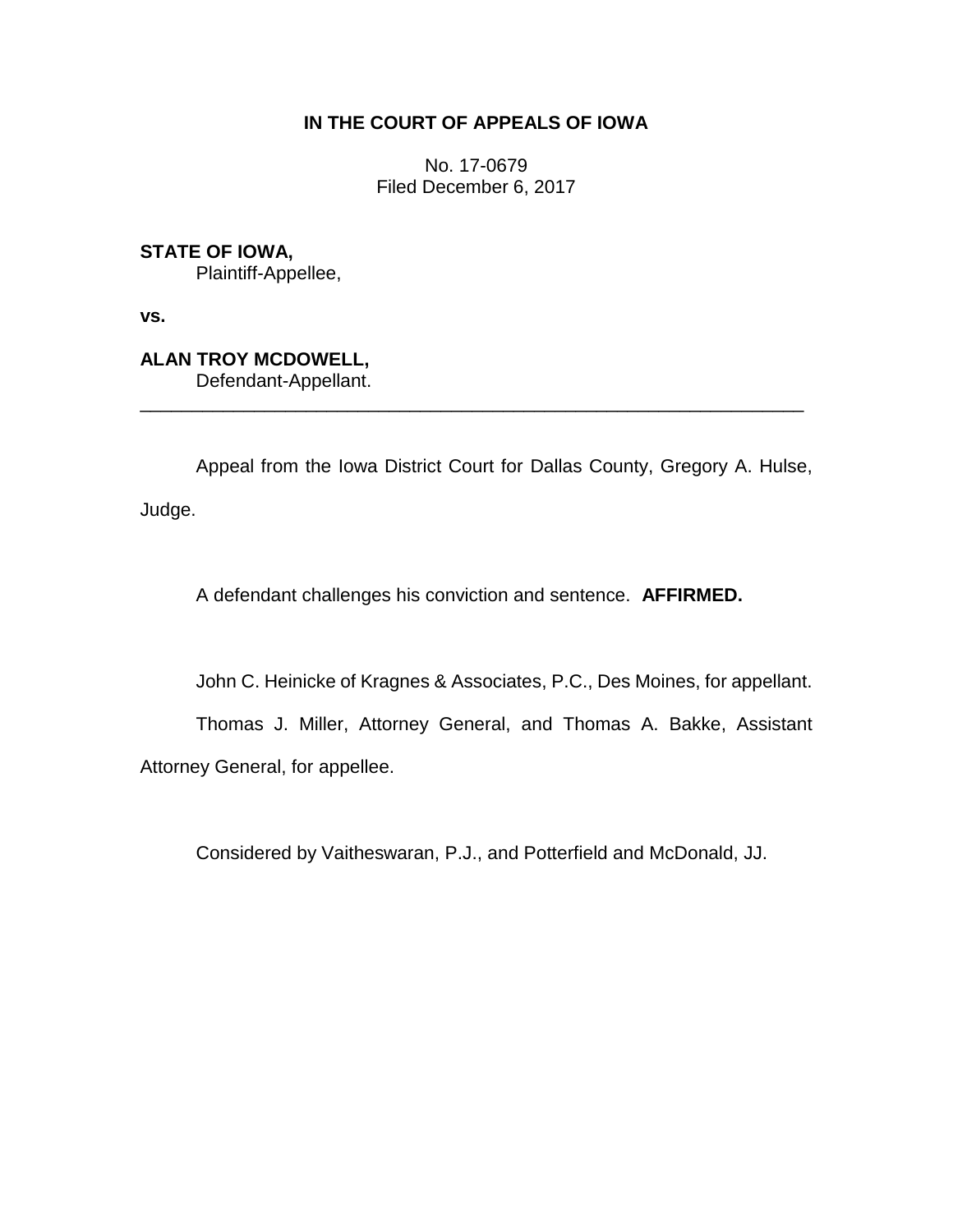**IN THE COURT OF APPEALS OF IOWA**

No. 17-0679
Filed December 6, 2017

**STATE OF IOWA,**
Plaintiff-Appellee,

**vs.**

**ALAN TROY MCDOWELL,**
Defendant-Appellant.

---

Appeal from the Iowa District Court for Dallas County, Gregory A. Hulse, Judge.

A defendant challenges his conviction and sentence. **AFFIRMED.**

John C. Heinicke of Kragnes & Associates, P.C., Des Moines, for appellant.

Thomas J. Miller, Attorney General, and Thomas A. Bakke, Assistant Attorney General, for appellee.

Considered by Vaitheswaran, P.J., and Potterfield and McDonald, JJ.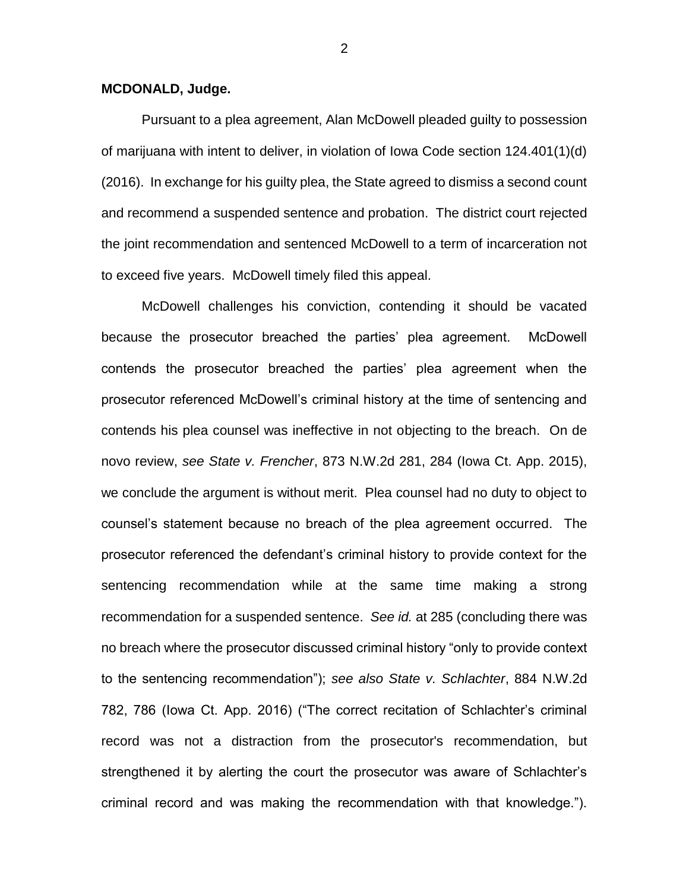**MCDONALD, Judge.**

Pursuant to a plea agreement, Alan McDowell pleaded guilty to possession of marijuana with intent to deliver, in violation of Iowa Code section 124.401(1)(d) (2016). In exchange for his guilty plea, the State agreed to dismiss a second count and recommend a suspended sentence and probation. The district court rejected the joint recommendation and sentenced McDowell to a term of incarceration not to exceed five years. McDowell timely filed this appeal.

McDowell challenges his conviction, contending it should be vacated because the prosecutor breached the parties' plea agreement. McDowell contends the prosecutor breached the parties' plea agreement when the prosecutor referenced McDowell's criminal history at the time of sentencing and contends his plea counsel was ineffective in not objecting to the breach. On de novo review, *see State v. Frencher*, 873 N.W.2d 281, 284 (Iowa Ct. App. 2015), we conclude the argument is without merit. Plea counsel had no duty to object to counsel's statement because no breach of the plea agreement occurred. The prosecutor referenced the defendant's criminal history to provide context for the sentencing recommendation while at the same time making a strong recommendation for a suspended sentence. *See id.* at 285 (concluding there was no breach where the prosecutor discussed criminal history "only to provide context to the sentencing recommendation"); *see also State v. Schlachter*, 884 N.W.2d 782, 786 (Iowa Ct. App. 2016) ("The correct recitation of Schlachter's criminal record was not a distraction from the prosecutor's recommendation, but strengthened it by alerting the court the prosecutor was aware of Schlachter's criminal record and was making the recommendation with that knowledge.").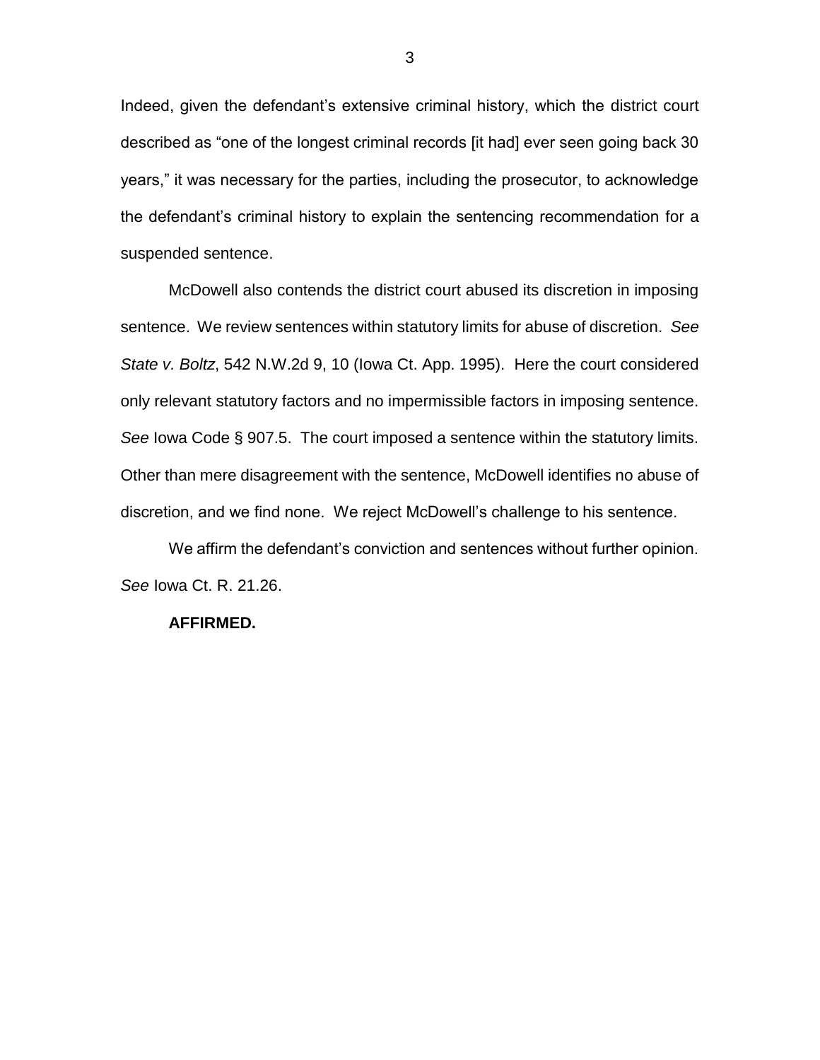Indeed, given the defendant's extensive criminal history, which the district court described as "one of the longest criminal records [it had] ever seen going back 30 years," it was necessary for the parties, including the prosecutor, to acknowledge the defendant's criminal history to explain the sentencing recommendation for a suspended sentence.

McDowell also contends the district court abused its discretion in imposing sentence. We review sentences within statutory limits for abuse of discretion. *See State v. Boltz*, 542 N.W.2d 9, 10 (Iowa Ct. App. 1995). Here the court considered only relevant statutory factors and no impermissible factors in imposing sentence. *See* Iowa Code § 907.5. The court imposed a sentence within the statutory limits. Other than mere disagreement with the sentence, McDowell identifies no abuse of discretion, and we find none. We reject McDowell's challenge to his sentence.

We affirm the defendant's conviction and sentences without further opinion. *See* Iowa Ct. R. 21.26.

**AFFIRMED.**